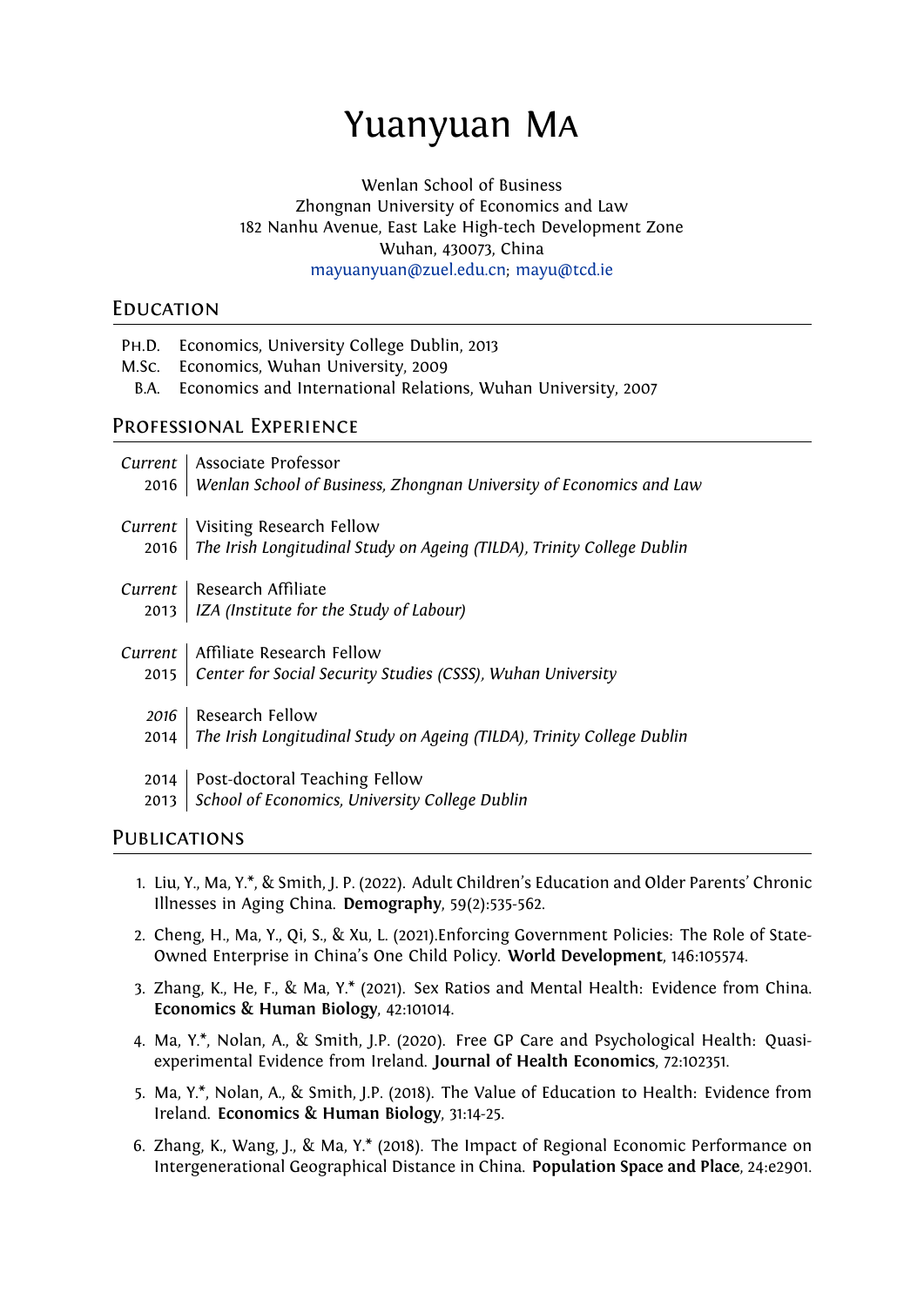# Yuanyuan Ma

Wenlan School of Business
Zhongnan University of Economics and Law
182 Nanhu Avenue, East Lake High-tech Development Zone
Wuhan, 430073, China
mayuanyuan@zuel.edu.cn; mayu@tcd.ie

## Education

Ph.D. Economics, University College Dublin, 2013
M.Sc. Economics, Wuhan University, 2009
B.A. Economics and International Relations, Wuhan University, 2007

## Professional Experience

*Current* – 2016 | Associate Professor
*Wenlan School of Business, Zhongnan University of Economics and Law*

*Current* – 2016 | Visiting Research Fellow
*The Irish Longitudinal Study on Ageing (TILDA), Trinity College Dublin*

*Current* – 2013 | Research Affiliate
*IZA (Institute for the Study of Labour)*

*Current* – 2015 | Affiliate Research Fellow
*Center for Social Security Studies (CSSS), Wuhan University*

*2016* – 2014 | Research Fellow
*The Irish Longitudinal Study on Ageing (TILDA), Trinity College Dublin*

2014 – 2013 | Post-doctoral Teaching Fellow
*School of Economics, University College Dublin*

## Publications

1. Liu, Y., Ma, Y.*, & Smith, J. P. (2022). Adult Children's Education and Older Parents' Chronic Illnesses in Aging China. **Demography**, 59(2):535-562.
2. Cheng, H., Ma, Y., Qi, S., & Xu, L. (2021).Enforcing Government Policies: The Role of State-Owned Enterprise in China's One Child Policy. **World Development**, 146:105574.
3. Zhang, K., He, F., & Ma, Y.* (2021). Sex Ratios and Mental Health: Evidence from China. **Economics & Human Biology**, 42:101014.
4. Ma, Y.*, Nolan, A., & Smith, J.P. (2020). Free GP Care and Psychological Health: Quasi-experimental Evidence from Ireland. **Journal of Health Economics**, 72:102351.
5. Ma, Y.*, Nolan, A., & Smith, J.P. (2018). The Value of Education to Health: Evidence from Ireland. **Economics & Human Biology**, 31:14-25.
6. Zhang, K., Wang, J., & Ma, Y.* (2018). The Impact of Regional Economic Performance on Intergenerational Geographical Distance in China. **Population Space and Place**, 24:e2901.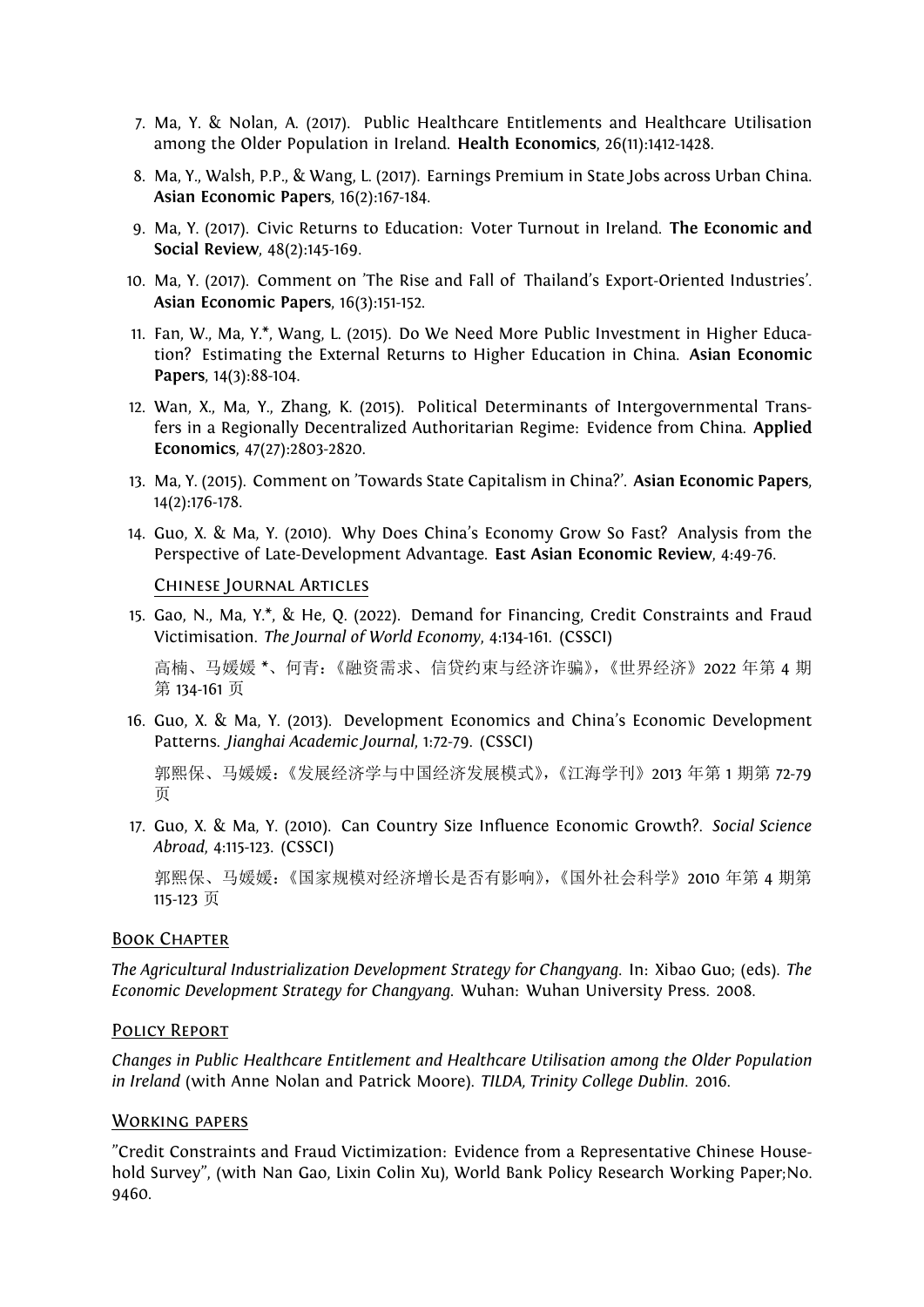7. Ma, Y. & Nolan, A. (2017). Public Healthcare Entitlements and Healthcare Utilisation among the Older Population in Ireland. **Health Economics**, 26(11):1412-1428.

8. Ma, Y., Walsh, P.P., & Wang, L. (2017). Earnings Premium in State Jobs across Urban China. **Asian Economic Papers**, 16(2):167-184.

9. Ma, Y. (2017). Civic Returns to Education: Voter Turnout in Ireland. **The Economic and Social Review**, 48(2):145-169.

10. Ma, Y. (2017). Comment on 'The Rise and Fall of Thailand's Export-Oriented Industries'. **Asian Economic Papers**, 16(3):151-152.

11. Fan, W., Ma, Y.*, Wang, L. (2015). Do We Need More Public Investment in Higher Education? Estimating the External Returns to Higher Education in China. **Asian Economic Papers**, 14(3):88-104.

12. Wan, X., Ma, Y., Zhang, K. (2015). Political Determinants of Intergovernmental Transfers in a Regionally Decentralized Authoritarian Regime: Evidence from China. **Applied Economics**, 47(27):2803-2820.

13. Ma, Y. (2015). Comment on 'Towards State Capitalism in China?'. **Asian Economic Papers**, 14(2):176-178.

14. Guo, X. & Ma, Y. (2010). Why Does China's Economy Grow So Fast? Analysis from the Perspective of Late-Development Advantage. **East Asian Economic Review**, 4:49-76.

### Chinese Journal Articles

15. Gao, N., Ma, Y.*, & He, Q. (2022). Demand for Financing, Credit Constraints and Fraud Victimisation. *The Journal of World Economy*, 4:134-161. (CSSCI)

    高楠、马媛媛 *、何青：《融资需求、信贷约束与经济诈骗》，《世界经济》2022 年第 4 期第 134-161 页

16. Guo, X. & Ma, Y. (2013). Development Economics and China's Economic Development Patterns. *Jianghai Academic Journal*, 1:72-79. (CSSCI)

    郭熙保、马媛媛：《发展经济学与中国经济发展模式》，《江海学刊》2013 年第 1 期第 72-79 页

17. Guo, X. & Ma, Y. (2010). Can Country Size Influence Economic Growth?. *Social Science Abroad*, 4:115-123. (CSSCI)

    郭熙保、马媛媛：《国家规模对经济增长是否有影响》，《国外社会科学》2010 年第 4 期第 115-123 页

## Book Chapter

*The Agricultural Industrialization Development Strategy for Changyang.* In: Xibao Guo; (eds). *The Economic Development Strategy for Changyang.* Wuhan: Wuhan University Press. 2008.

## Policy Report

*Changes in Public Healthcare Entitlement and Healthcare Utilisation among the Older Population in Ireland* (with Anne Nolan and Patrick Moore). *TILDA, Trinity College Dublin.* 2016.

## Working papers

"Credit Constraints and Fraud Victimization: Evidence from a Representative Chinese Household Survey", (with Nan Gao, Lixin Colin Xu), World Bank Policy Research Working Paper;No. 9460.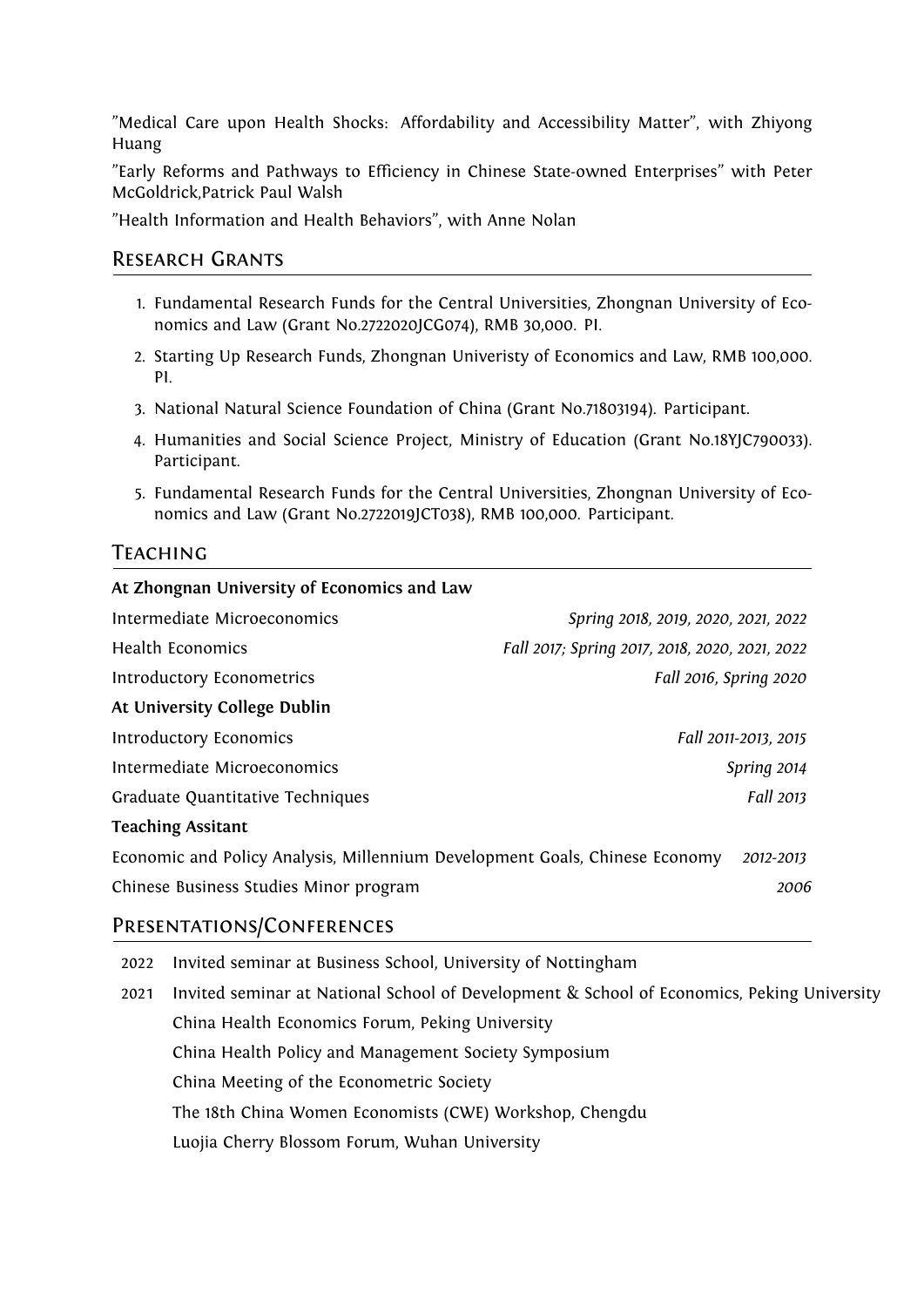"Medical Care upon Health Shocks: Affordability and Accessibility Matter", with Zhiyong Huang

"Early Reforms and Pathways to Efficiency in Chinese State-owned Enterprises" with Peter McGoldrick,Patrick Paul Walsh

"Health Information and Health Behaviors", with Anne Nolan

## Research Grants

1. Fundamental Research Funds for the Central Universities, Zhongnan University of Economics and Law (Grant No.2722020JCG074), RMB 30,000. PI.
2. Starting Up Research Funds, Zhongnan Univeristy of Economics and Law, RMB 100,000. PI.
3. National Natural Science Foundation of China (Grant No.71803194). Participant.
4. Humanities and Social Science Project, Ministry of Education (Grant No.18YJC790033). Participant.
5. Fundamental Research Funds for the Central Universities, Zhongnan University of Economics and Law (Grant No.2722019JCT038), RMB 100,000. Participant.

## Teaching

**At Zhongnan University of Economics and Law**

Intermediate Microeconomics — *Spring 2018, 2019, 2020, 2021, 2022*

Health Economics — *Fall 2017; Spring 2017, 2018, 2020, 2021, 2022*

Introductory Econometrics — *Fall 2016, Spring 2020*

**At University College Dublin**

Introductory Economics — *Fall 2011-2013, 2015*

Intermediate Microeconomics — *Spring 2014*

Graduate Quantitative Techniques — *Fall 2013*

**Teaching Assitant**

Economic and Policy Analysis, Millennium Development Goals, Chinese Economy — *2012-2013*

Chinese Business Studies Minor program — *2006*

## Presentations/Conferences

2022 Invited seminar at Business School, University of Nottingham

2021 Invited seminar at National School of Development & School of Economics, Peking University

China Health Economics Forum, Peking University

China Health Policy and Management Society Symposium

China Meeting of the Econometric Society

The 18th China Women Economists (CWE) Workshop, Chengdu

Luojia Cherry Blossom Forum, Wuhan University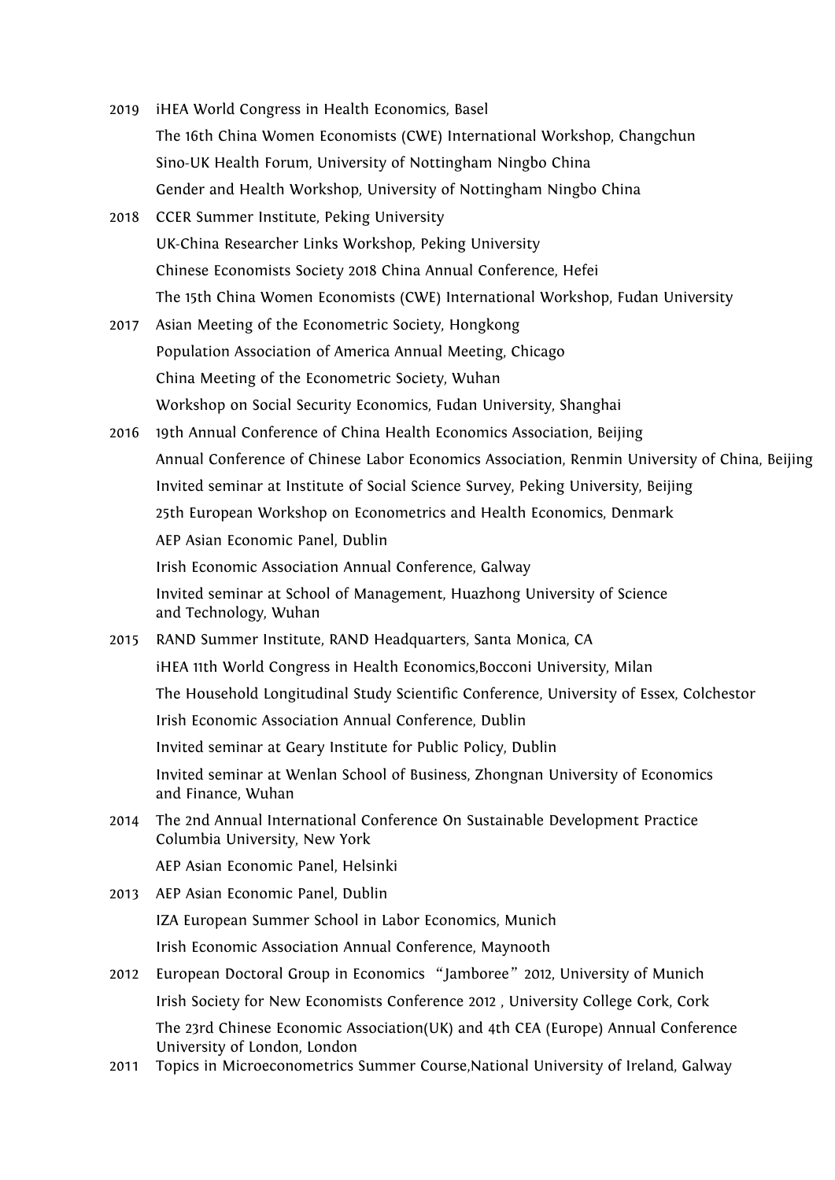2019 iHEA World Congress in Health Economics, Basel
The 16th China Women Economists (CWE) International Workshop, Changchun
Sino-UK Health Forum, University of Nottingham Ningbo China
Gender and Health Workshop, University of Nottingham Ningbo China

2018 CCER Summer Institute, Peking University
UK-China Researcher Links Workshop, Peking University
Chinese Economists Society 2018 China Annual Conference, Hefei
The 15th China Women Economists (CWE) International Workshop, Fudan University

2017 Asian Meeting of the Econometric Society, Hongkong
Population Association of America Annual Meeting, Chicago
China Meeting of the Econometric Society, Wuhan
Workshop on Social Security Economics, Fudan University, Shanghai

2016 19th Annual Conference of China Health Economics Association, Beijing
Annual Conference of Chinese Labor Economics Association, Renmin University of China, Beijing
Invited seminar at Institute of Social Science Survey, Peking University, Beijing
25th European Workshop on Econometrics and Health Economics, Denmark
AEP Asian Economic Panel, Dublin
Irish Economic Association Annual Conference, Galway
Invited seminar at School of Management, Huazhong University of Science and Technology, Wuhan

2015 RAND Summer Institute, RAND Headquarters, Santa Monica, CA
iHEA 11th World Congress in Health Economics,Bocconi University, Milan
The Household Longitudinal Study Scientific Conference, University of Essex, Colchestor
Irish Economic Association Annual Conference, Dublin
Invited seminar at Geary Institute for Public Policy, Dublin
Invited seminar at Wenlan School of Business, Zhongnan University of Economics and Finance, Wuhan

2014 The 2nd Annual International Conference On Sustainable Development Practice Columbia University, New York
AEP Asian Economic Panel, Helsinki

2013 AEP Asian Economic Panel, Dublin
IZA European Summer School in Labor Economics, Munich
Irish Economic Association Annual Conference, Maynooth

2012 European Doctoral Group in Economics "Jamboree" 2012, University of Munich
Irish Society for New Economists Conference 2012 , University College Cork, Cork
The 23rd Chinese Economic Association(UK) and 4th CEA (Europe) Annual Conference University of London, London

2011 Topics in Microeconometrics Summer Course,National University of Ireland, Galway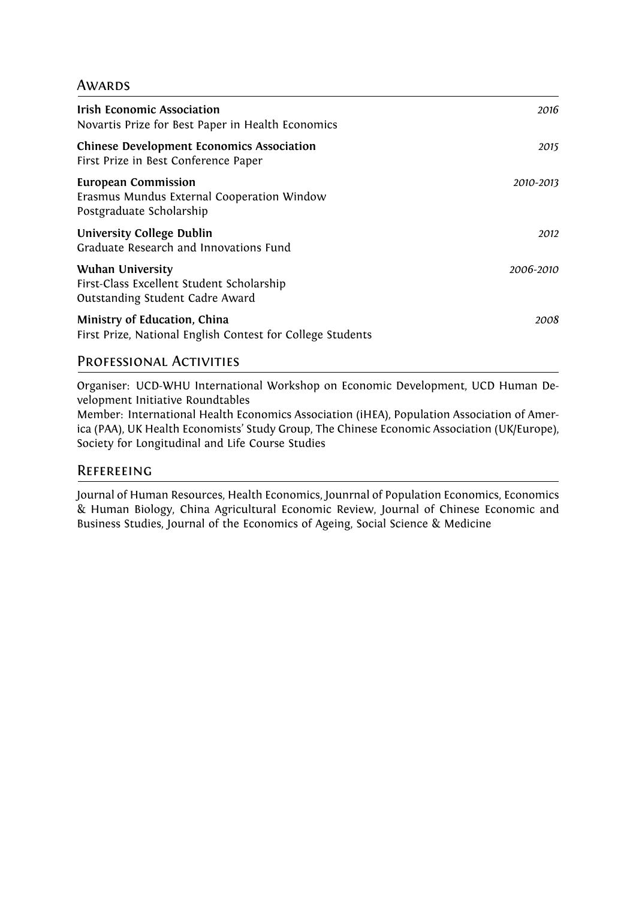## Awards

**Irish Economic Association** *2016*
Novartis Prize for Best Paper in Health Economics

**Chinese Development Economics Association** *2015*
First Prize in Best Conference Paper

**European Commission** *2010-2013*
Erasmus Mundus External Cooperation Window
Postgraduate Scholarship

**University College Dublin** *2012*
Graduate Research and Innovations Fund

**Wuhan University** *2006-2010*
First-Class Excellent Student Scholarship
Outstanding Student Cadre Award

**Ministry of Education, China** *2008*
First Prize, National English Contest for College Students

## Professional Activities

Organiser: UCD-WHU International Workshop on Economic Development, UCD Human Development Initiative Roundtables
Member: International Health Economics Association (iHEA), Population Association of America (PAA), UK Health Economists' Study Group, The Chinese Economic Association (UK/Europe), Society for Longitudinal and Life Course Studies

## Refereeing

Journal of Human Resources, Health Economics, Jounrnal of Population Economics, Economics & Human Biology, China Agricultural Economic Review, Journal of Chinese Economic and Business Studies, Journal of the Economics of Ageing, Social Science & Medicine